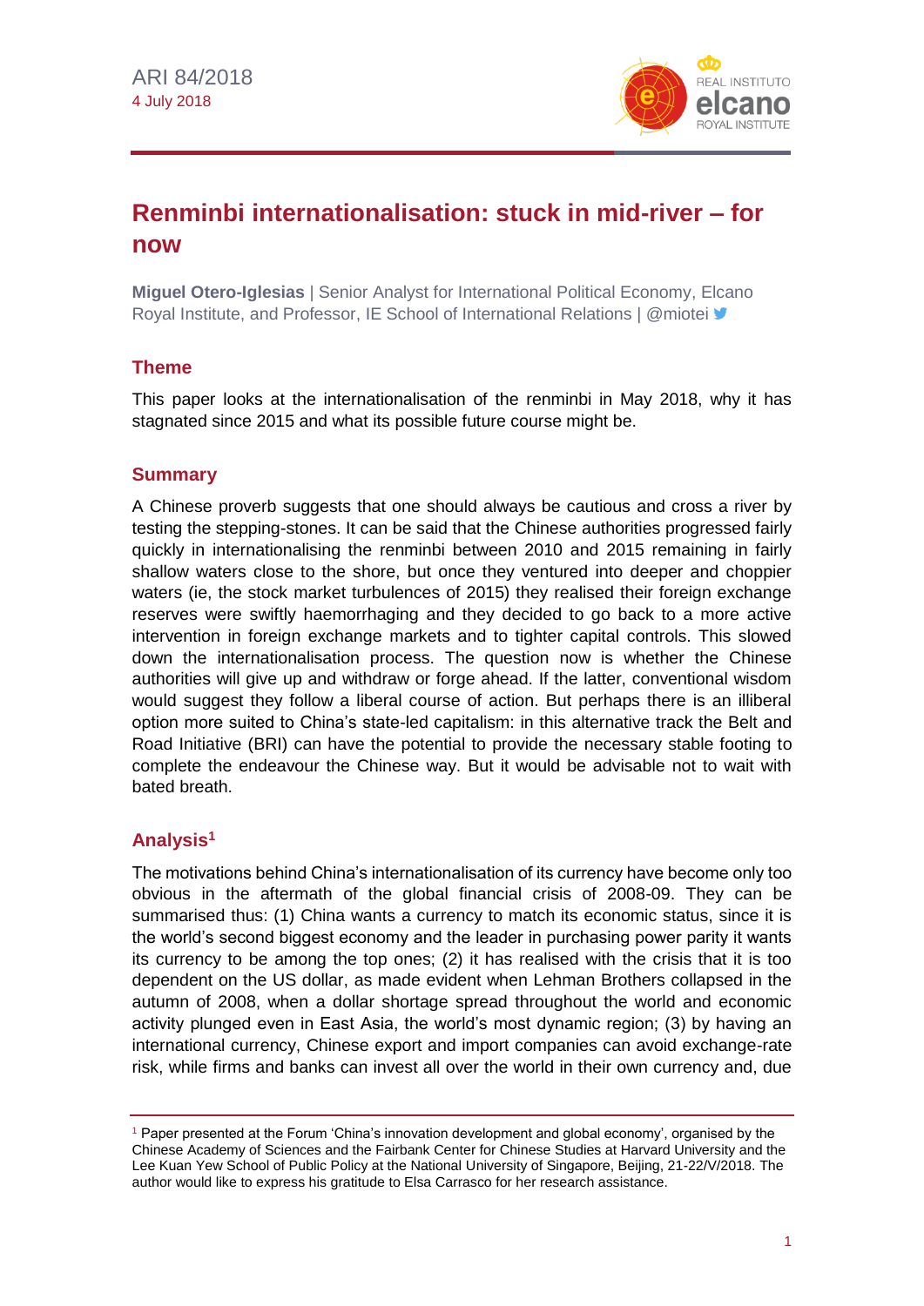ARI 84/2018
4 July 2018

# Renminbi internationalisation: stuck in mid-river – for now

**Miguel Otero-Iglesias** | Senior Analyst for International Political Economy, Elcano Royal Institute, and Professor, IE School of International Relations | @miotei

## Theme

This paper looks at the internationalisation of the renminbi in May 2018, why it has stagnated since 2015 and what its possible future course might be.

## Summary

A Chinese proverb suggests that one should always be cautious and cross a river by testing the stepping-stones. It can be said that the Chinese authorities progressed fairly quickly in internationalising the renminbi between 2010 and 2015 remaining in fairly shallow waters close to the shore, but once they ventured into deeper and choppier waters (ie, the stock market turbulences of 2015) they realised their foreign exchange reserves were swiftly haemorrhaging and they decided to go back to a more active intervention in foreign exchange markets and to tighter capital controls. This slowed down the internationalisation process. The question now is whether the Chinese authorities will give up and withdraw or forge ahead. If the latter, conventional wisdom would suggest they follow a liberal course of action. But perhaps there is an illiberal option more suited to China's state-led capitalism: in this alternative track the Belt and Road Initiative (BRI) can have the potential to provide the necessary stable footing to complete the endeavour the Chinese way. But it would be advisable not to wait with bated breath.

## Analysis[1]

The motivations behind China's internationalisation of its currency have become only too obvious in the aftermath of the global financial crisis of 2008-09. They can be summarised thus: (1) China wants a currency to match its economic status, since it is the world's second biggest economy and the leader in purchasing power parity it wants its currency to be among the top ones; (2) it has realised with the crisis that it is too dependent on the US dollar, as made evident when Lehman Brothers collapsed in the autumn of 2008, when a dollar shortage spread throughout the world and economic activity plunged even in East Asia, the world's most dynamic region; (3) by having an international currency, Chinese export and import companies can avoid exchange-rate risk, while firms and banks can invest all over the world in their own currency and, due

[1] Paper presented at the Forum 'China's innovation development and global economy', organised by the Chinese Academy of Sciences and the Fairbank Center for Chinese Studies at Harvard University and the Lee Kuan Yew School of Public Policy at the National University of Singapore, Beijing, 21-22/V/2018. The author would like to express his gratitude to Elsa Carrasco for her research assistance.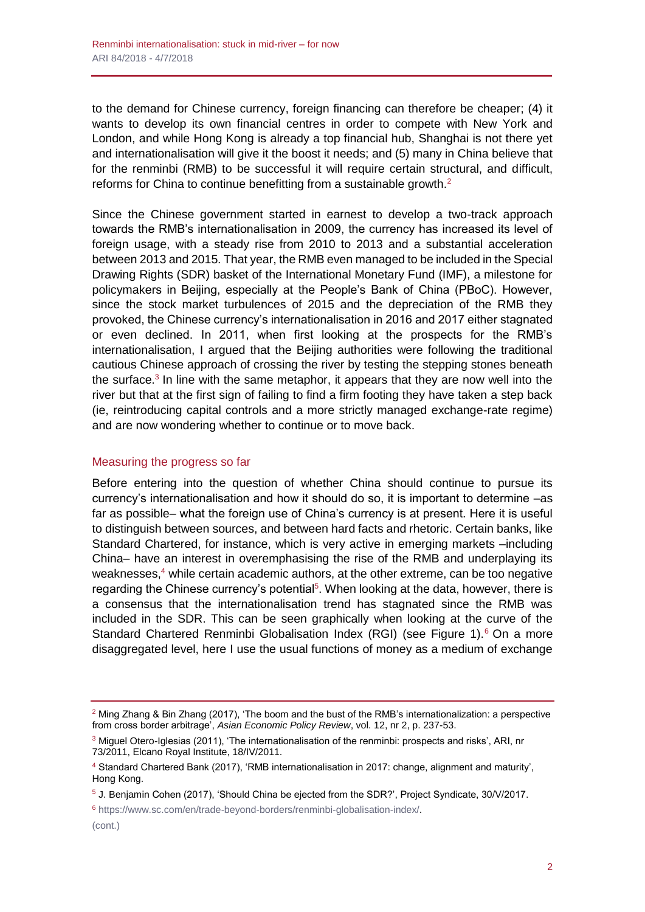to the demand for Chinese currency, foreign financing can therefore be cheaper; (4) it wants to develop its own financial centres in order to compete with New York and London, and while Hong Kong is already a top financial hub, Shanghai is not there yet and internationalisation will give it the boost it needs; and (5) many in China believe that for the renminbi (RMB) to be successful it will require certain structural, and difficult, reforms for China to continue benefitting from a sustainable growth.[2]

Since the Chinese government started in earnest to develop a two-track approach towards the RMB's internationalisation in 2009, the currency has increased its level of foreign usage, with a steady rise from 2010 to 2013 and a substantial acceleration between 2013 and 2015. That year, the RMB even managed to be included in the Special Drawing Rights (SDR) basket of the International Monetary Fund (IMF), a milestone for policymakers in Beijing, especially at the People's Bank of China (PBoC). However, since the stock market turbulences of 2015 and the depreciation of the RMB they provoked, the Chinese currency's internationalisation in 2016 and 2017 either stagnated or even declined. In 2011, when first looking at the prospects for the RMB's internationalisation, I argued that the Beijing authorities were following the traditional cautious Chinese approach of crossing the river by testing the stepping stones beneath the surface.[3] In line with the same metaphor, it appears that they are now well into the river but that at the first sign of failing to find a firm footing they have taken a step back (ie, reintroducing capital controls and a more strictly managed exchange-rate regime) and are now wondering whether to continue or to move back.

## Measuring the progress so far

Before entering into the question of whether China should continue to pursue its currency's internationalisation and how it should do so, it is important to determine –as far as possible– what the foreign use of China's currency is at present. Here it is useful to distinguish between sources, and between hard facts and rhetoric. Certain banks, like Standard Chartered, for instance, which is very active in emerging markets –including China– have an interest in overemphasising the rise of the RMB and underplaying its weaknesses,[4] while certain academic authors, at the other extreme, can be too negative regarding the Chinese currency's potential[5]. When looking at the data, however, there is a consensus that the internationalisation trend has stagnated since the RMB was included in the SDR. This can be seen graphically when looking at the curve of the Standard Chartered Renminbi Globalisation Index (RGI) (see Figure 1).[6] On a more disaggregated level, here I use the usual functions of money as a medium of exchange

---

[2] Ming Zhang & Bin Zhang (2017), 'The boom and the bust of the RMB's internationalization: a perspective from cross border arbitrage', *Asian Economic Policy Review*, vol. 12, nr 2, p. 237-53.

[3] Miguel Otero-Iglesias (2011), 'The internationalisation of the renminbi: prospects and risks', ARI, nr 73/2011, Elcano Royal Institute, 18/IV/2011.

[4] Standard Chartered Bank (2017), 'RMB internationalisation in 2017: change, alignment and maturity', Hong Kong.

[5] J. Benjamin Cohen (2017), 'Should China be ejected from the SDR?', Project Syndicate, 30/V/2017.

[6] https://www.sc.com/en/trade-beyond-borders/renminbi-globalisation-index/.

(cont.)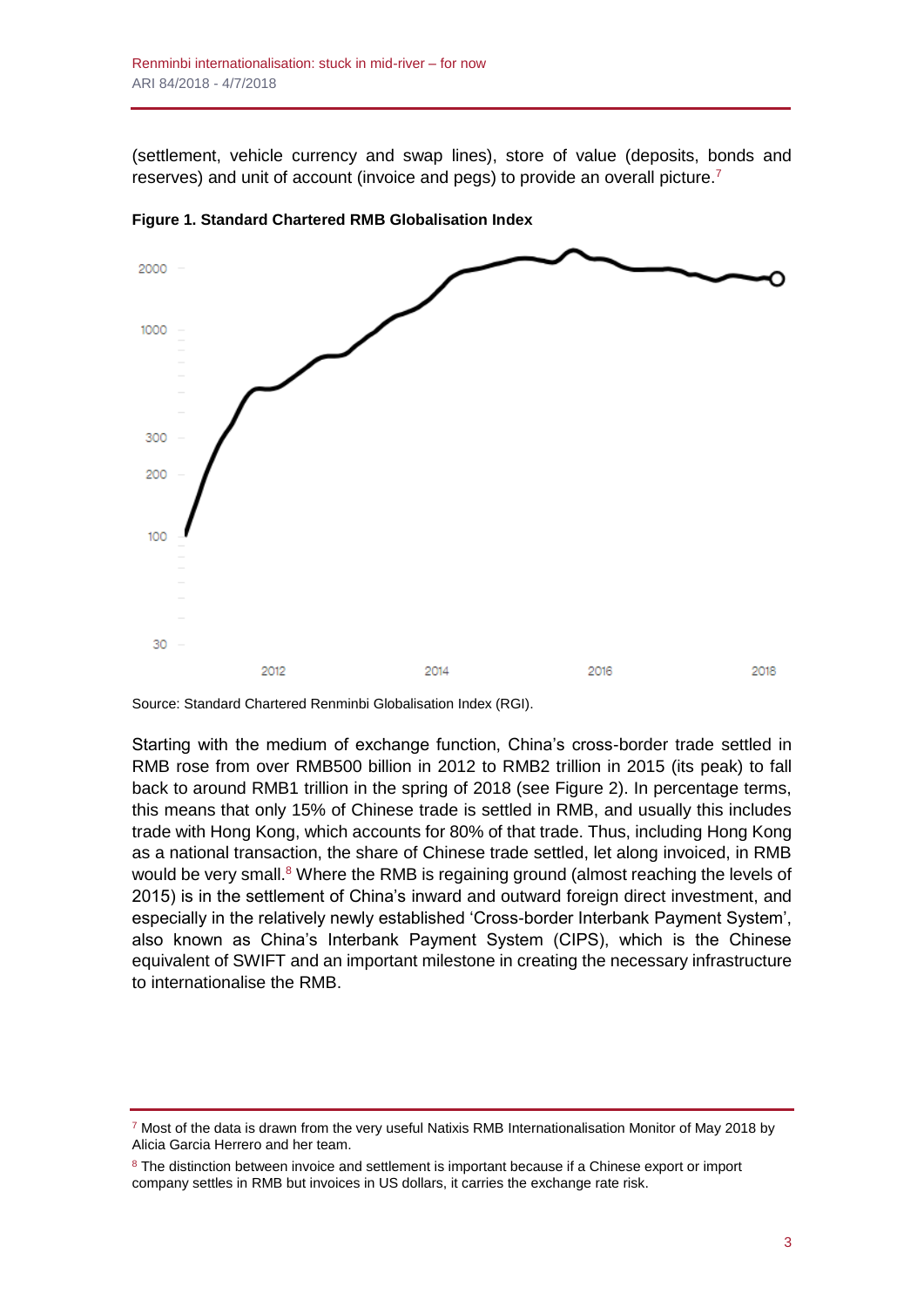(settlement, vehicle currency and swap lines), store of value (deposits, bonds and reserves) and unit of account (invoice and pegs) to provide an overall picture.[7]

**Figure 1. Standard Chartered RMB Globalisation Index**

Source: Standard Chartered Renminbi Globalisation Index (RGI).

Starting with the medium of exchange function, China's cross-border trade settled in RMB rose from over RMB500 billion in 2012 to RMB2 trillion in 2015 (its peak) to fall back to around RMB1 trillion in the spring of 2018 (see Figure 2). In percentage terms, this means that only 15% of Chinese trade is settled in RMB, and usually this includes trade with Hong Kong, which accounts for 80% of that trade. Thus, including Hong Kong as a national transaction, the share of Chinese trade settled, let along invoiced, in RMB would be very small.[8] Where the RMB is regaining ground (almost reaching the levels of 2015) is in the settlement of China's inward and outward foreign direct investment, and especially in the relatively newly established 'Cross-border Interbank Payment System', also known as China's Interbank Payment System (CIPS), which is the Chinese equivalent of SWIFT and an important milestone in creating the necessary infrastructure to internationalise the RMB.

[7] Most of the data is drawn from the very useful Natixis RMB Internationalisation Monitor of May 2018 by Alicia Garcia Herrero and her team.

[8] The distinction between invoice and settlement is important because if a Chinese export or import company settles in RMB but invoices in US dollars, it carries the exchange rate risk.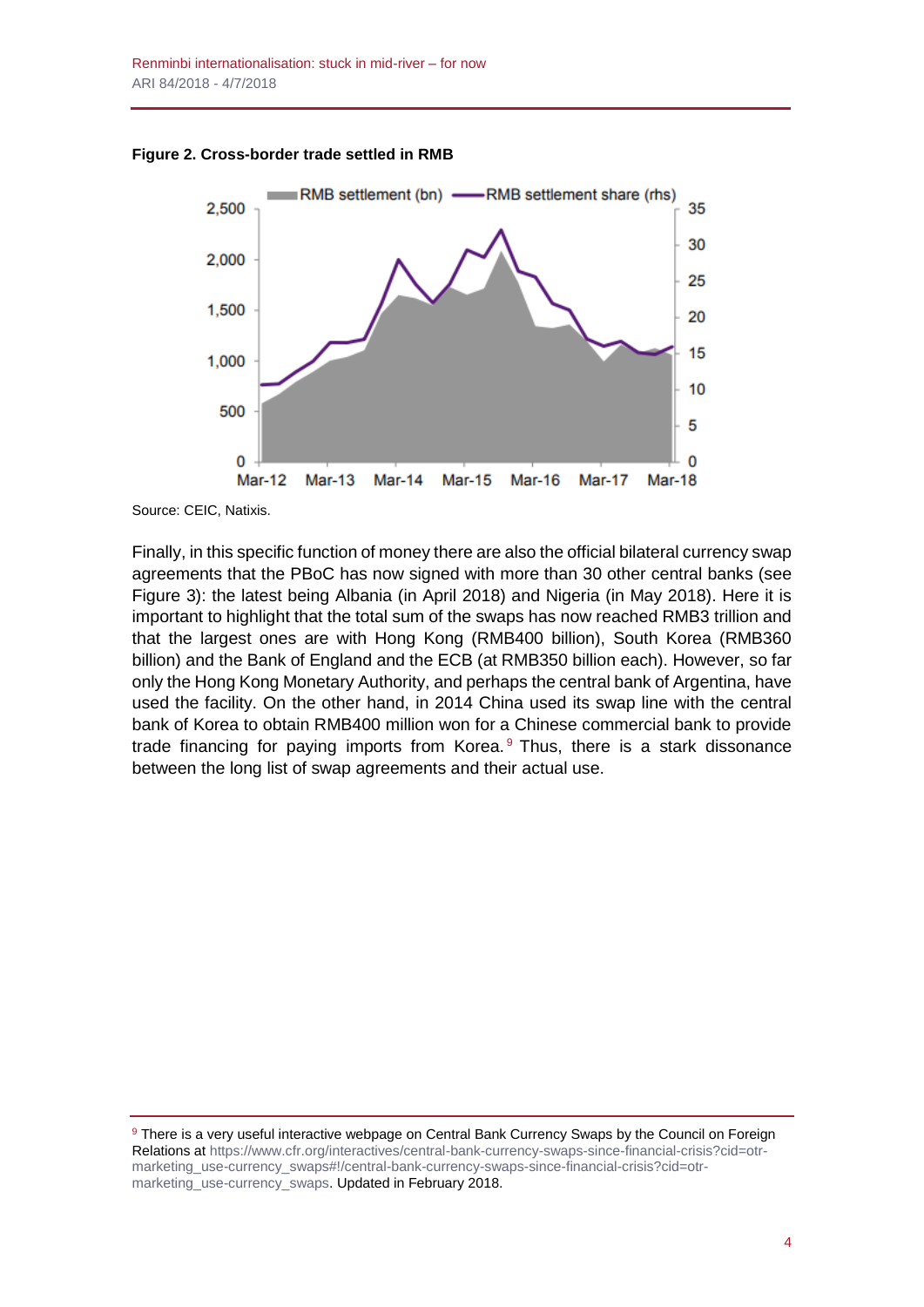**Figure 2. Cross-border trade settled in RMB**

Source: CEIC, Natixis.

Finally, in this specific function of money there are also the official bilateral currency swap agreements that the PBoC has now signed with more than 30 other central banks (see Figure 3): the latest being Albania (in April 2018) and Nigeria (in May 2018). Here it is important to highlight that the total sum of the swaps has now reached RMB3 trillion and that the largest ones are with Hong Kong (RMB400 billion), South Korea (RMB360 billion) and the Bank of England and the ECB (at RMB350 billion each). However, so far only the Hong Kong Monetary Authority, and perhaps the central bank of Argentina, have used the facility. On the other hand, in 2014 China used its swap line with the central bank of Korea to obtain RMB400 million won for a Chinese commercial bank to provide trade financing for paying imports from Korea.[9] Thus, there is a stark dissonance between the long list of swap agreements and their actual use.

---

[9] There is a very useful interactive webpage on Central Bank Currency Swaps by the Council on Foreign Relations at https://www.cfr.org/interactives/central-bank-currency-swaps-since-financial-crisis?cid=otr-marketing_use-currency_swaps#!/central-bank-currency-swaps-since-financial-crisis?cid=otr-marketing_use-currency_swaps. Updated in February 2018.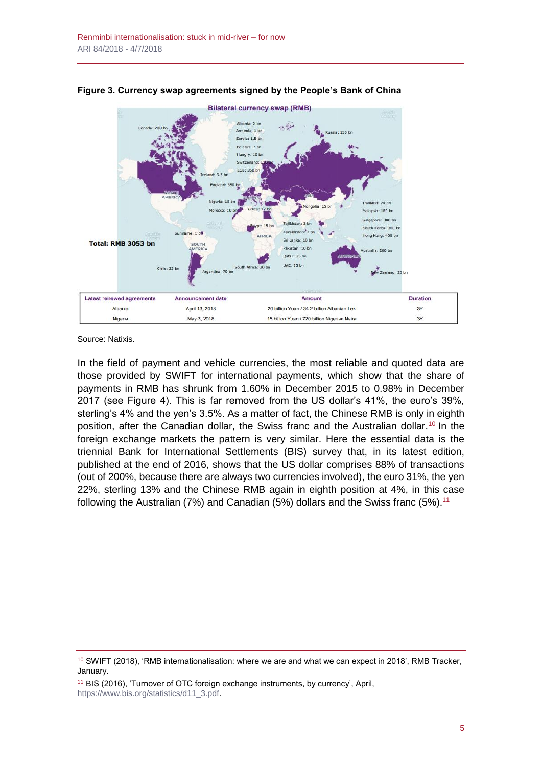**Figure 3. Currency swap agreements signed by the People's Bank of China**

| Latest renewed agreements | Announcement date | Amount | Duration |
|---|---|---|---|
| Albania | April 13, 2018 | 20 billion Yuan / 34.2 billion Albanian Lek | 3Y |
| Nigeria | May 3, 2018 | 15 billion Yuan / 720 billion Nigerian Naira | 3Y |

Source: Natixis.

In the field of payment and vehicle currencies, the most reliable and quoted data are those provided by SWIFT for international payments, which show that the share of payments in RMB has shrunk from 1.60% in December 2015 to 0.98% in December 2017 (see Figure 4). This is far removed from the US dollar's 41%, the euro's 39%, sterling's 4% and the yen's 3.5%. As a matter of fact, the Chinese RMB is only in eighth position, after the Canadian dollar, the Swiss franc and the Australian dollar.[10] In the foreign exchange markets the pattern is very similar. Here the essential data is the triennial Bank for International Settlements (BIS) survey that, in its latest edition, published at the end of 2016, shows that the US dollar comprises 88% of transactions (out of 200%, because there are always two currencies involved), the euro 31%, the yen 22%, sterling 13% and the Chinese RMB again in eighth position at 4%, in this case following the Australian (7%) and Canadian (5%) dollars and the Swiss franc (5%).[11]

---

[10] SWIFT (2018), 'RMB internationalisation: where we are and what we can expect in 2018', RMB Tracker, January.

[11] BIS (2016), 'Turnover of OTC foreign exchange instruments, by currency', April, https://www.bis.org/statistics/d11_3.pdf.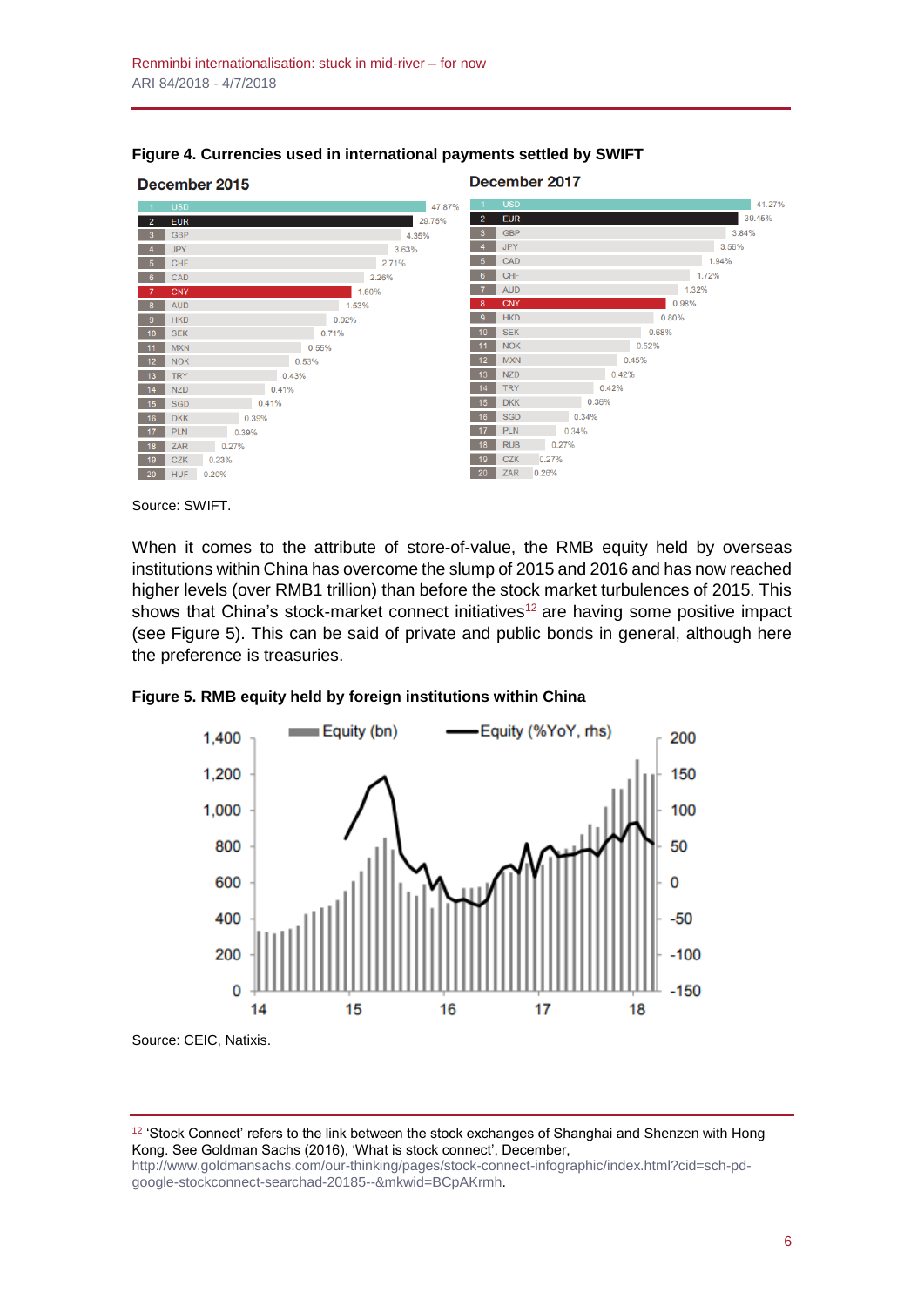**Figure 4. Currencies used in international payments settled by SWIFT**

| December 2015 | | | December 2017 | | |
|---|---|---|---|---|---|
| 1 | USD | 47.87% | 1 | USD | 41.27% |
| 2 | EUR | 29.75% | 2 | EUR | 39.45% |
| 3 | GBP | 4.35% | 3 | GBP | 3.84% |
| 4 | JPY | 3.63% | 4 | JPY | 3.56% |
| 5 | CHF | 2.71% | 5 | CAD | 1.94% |
| 6 | CAD | 2.26% | 6 | CHF | 1.72% |
| 7 | CNY | 1.60% | 7 | AUD | 1.32% |
| 8 | AUD | 1.53% | 8 | CNY | 0.98% |
| 9 | HKD | 0.92% | 9 | HKD | 0.80% |
| 10 | SEK | 0.71% | 10 | SEK | 0.68% |
| 11 | MXN | 0.55% | 11 | NOK | 0.52% |
| 12 | NOK | 0.53% | 12 | MXN | 0.45% |
| 13 | TRY | 0.43% | 13 | NZD | 0.42% |
| 14 | NZD | 0.41% | 14 | TRY | 0.42% |
| 15 | SGD | 0.41% | 15 | DKK | 0.36% |
| 16 | DKK | 0.39% | 16 | SGD | 0.34% |
| 17 | PLN | 0.39% | 17 | PLN | 0.34% |
| 18 | ZAR | 0.27% | 18 | RUB | 0.27% |
| 19 | CZK | 0.23% | 19 | CZK | 0.27% |
| 20 | HUF | 0.20% | 20 | ZAR | 0.26% |

Source: SWIFT.

When it comes to the attribute of store-of-value, the RMB equity held by overseas institutions within China has overcome the slump of 2015 and 2016 and has now reached higher levels (over RMB1 trillion) than before the stock market turbulences of 2015. This shows that China's stock-market connect initiatives[12] are having some positive impact (see Figure 5). This can be said of private and public bonds in general, although here the preference is treasuries.

**Figure 5. RMB equity held by foreign institutions within China**

Source: CEIC, Natixis.

---

[12] 'Stock Connect' refers to the link between the stock exchanges of Shanghai and Shenzen with Hong Kong. See Goldman Sachs (2016), 'What is stock connect', December, http://www.goldmansachs.com/our-thinking/pages/stock-connect-infographic/index.html?cid=sch-pd-google-stockconnect-searchad-20185--&mkwid=BCpAKrmh.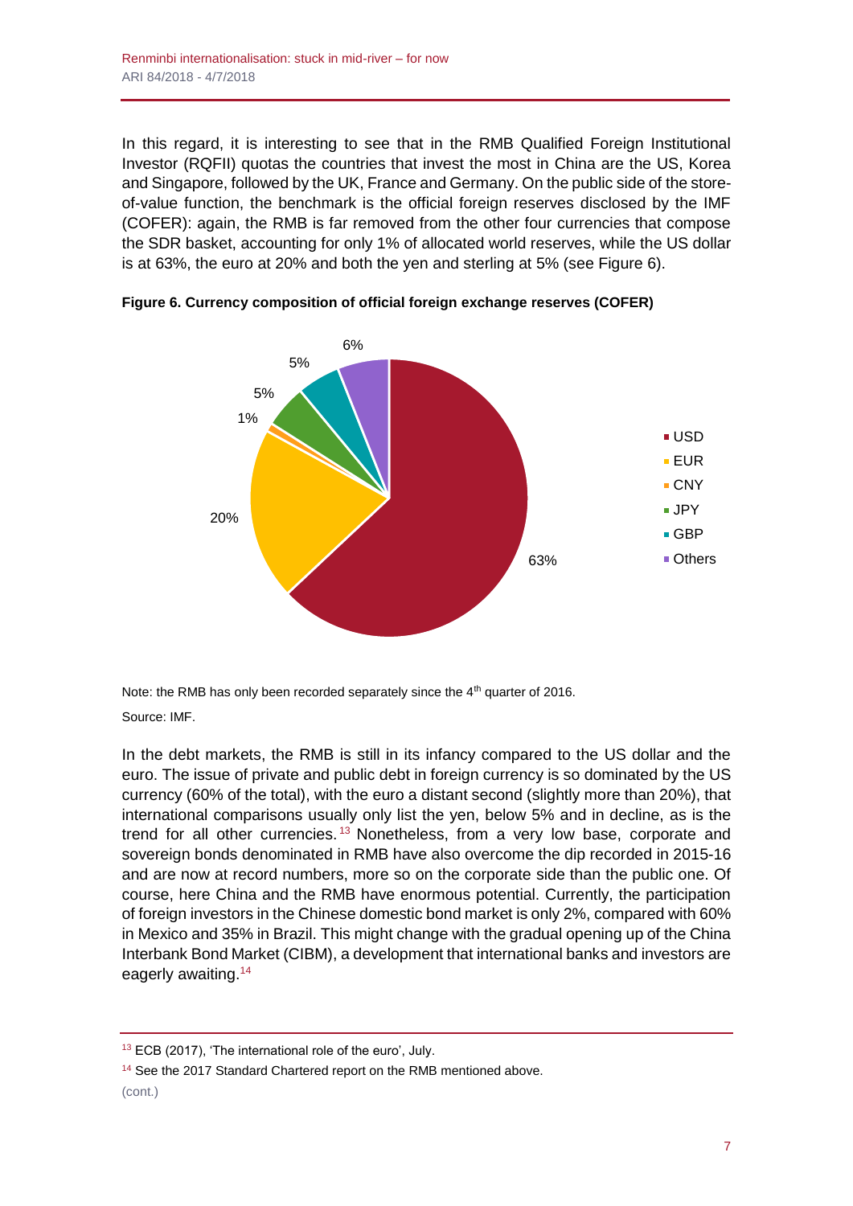In this regard, it is interesting to see that in the RMB Qualified Foreign Institutional Investor (RQFII) quotas the countries that invest the most in China are the US, Korea and Singapore, followed by the UK, France and Germany. On the public side of the store-of-value function, the benchmark is the official foreign reserves disclosed by the IMF (COFER): again, the RMB is far removed from the other four currencies that compose the SDR basket, accounting for only 1% of allocated world reserves, while the US dollar is at 63%, the euro at 20% and both the yen and sterling at 5% (see Figure 6).

**Figure 6. Currency composition of official foreign exchange reserves (COFER)**

| Currency | Share |
|---|---|
| USD | 63% |
| EUR | 20% |
| CNY | 1% |
| JPY | 5% |
| GBP | 5% |
| Others | 6% |

Note: the RMB has only been recorded separately since the 4th quarter of 2016.

Source: IMF.

In the debt markets, the RMB is still in its infancy compared to the US dollar and the euro. The issue of private and public debt in foreign currency is so dominated by the US currency (60% of the total), with the euro a distant second (slightly more than 20%), that international comparisons usually only list the yen, below 5% and in decline, as is the trend for all other currencies.[13] Nonetheless, from a very low base, corporate and sovereign bonds denominated in RMB have also overcome the dip recorded in 2015-16 and are now at record numbers, more so on the corporate side than the public one. Of course, here China and the RMB have enormous potential. Currently, the participation of foreign investors in the Chinese domestic bond market is only 2%, compared with 60% in Mexico and 35% in Brazil. This might change with the gradual opening up of the China Interbank Bond Market (CIBM), a development that international banks and investors are eagerly awaiting.[14]

---

[13] ECB (2017), 'The international role of the euro', July.

[14] See the 2017 Standard Chartered report on the RMB mentioned above.

(cont.)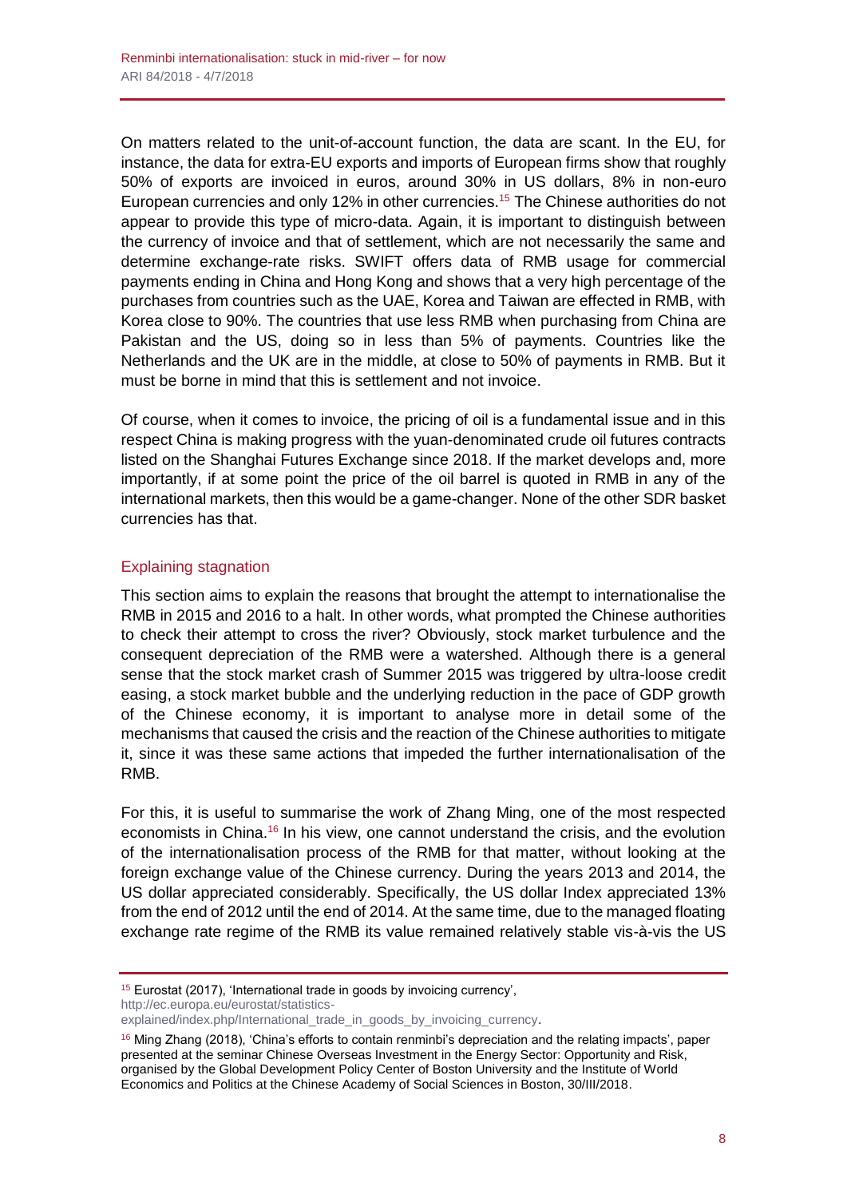On matters related to the unit-of-account function, the data are scant. In the EU, for instance, the data for extra-EU exports and imports of European firms show that roughly 50% of exports are invoiced in euros, around 30% in US dollars, 8% in non-euro European currencies and only 12% in other currencies.[15] The Chinese authorities do not appear to provide this type of micro-data. Again, it is important to distinguish between the currency of invoice and that of settlement, which are not necessarily the same and determine exchange-rate risks. SWIFT offers data of RMB usage for commercial payments ending in China and Hong Kong and shows that a very high percentage of the purchases from countries such as the UAE, Korea and Taiwan are effected in RMB, with Korea close to 90%. The countries that use less RMB when purchasing from China are Pakistan and the US, doing so in less than 5% of payments. Countries like the Netherlands and the UK are in the middle, at close to 50% of payments in RMB. But it must be borne in mind that this is settlement and not invoice.

Of course, when it comes to invoice, the pricing of oil is a fundamental issue and in this respect China is making progress with the yuan-denominated crude oil futures contracts listed on the Shanghai Futures Exchange since 2018. If the market develops and, more importantly, if at some point the price of the oil barrel is quoted in RMB in any of the international markets, then this would be a game-changer. None of the other SDR basket currencies has that.

## Explaining stagnation

This section aims to explain the reasons that brought the attempt to internationalise the RMB in 2015 and 2016 to a halt. In other words, what prompted the Chinese authorities to check their attempt to cross the river? Obviously, stock market turbulence and the consequent depreciation of the RMB were a watershed. Although there is a general sense that the stock market crash of Summer 2015 was triggered by ultra-loose credit easing, a stock market bubble and the underlying reduction in the pace of GDP growth of the Chinese economy, it is important to analyse more in detail some of the mechanisms that caused the crisis and the reaction of the Chinese authorities to mitigate it, since it was these same actions that impeded the further internationalisation of the RMB.

For this, it is useful to summarise the work of Zhang Ming, one of the most respected economists in China.[16] In his view, one cannot understand the crisis, and the evolution of the internationalisation process of the RMB for that matter, without looking at the foreign exchange value of the Chinese currency. During the years 2013 and 2014, the US dollar appreciated considerably. Specifically, the US dollar Index appreciated 13% from the end of 2012 until the end of 2014. At the same time, due to the managed floating exchange rate regime of the RMB its value remained relatively stable vis-à-vis the US

---

[15] Eurostat (2017), 'International trade in goods by invoicing currency', http://ec.europa.eu/eurostat/statistics-explained/index.php/International_trade_in_goods_by_invoicing_currency.

[16] Ming Zhang (2018), 'China's efforts to contain renminbi's depreciation and the relating impacts', paper presented at the seminar Chinese Overseas Investment in the Energy Sector: Opportunity and Risk, organised by the Global Development Policy Center of Boston University and the Institute of World Economics and Politics at the Chinese Academy of Social Sciences in Boston, 30/III/2018.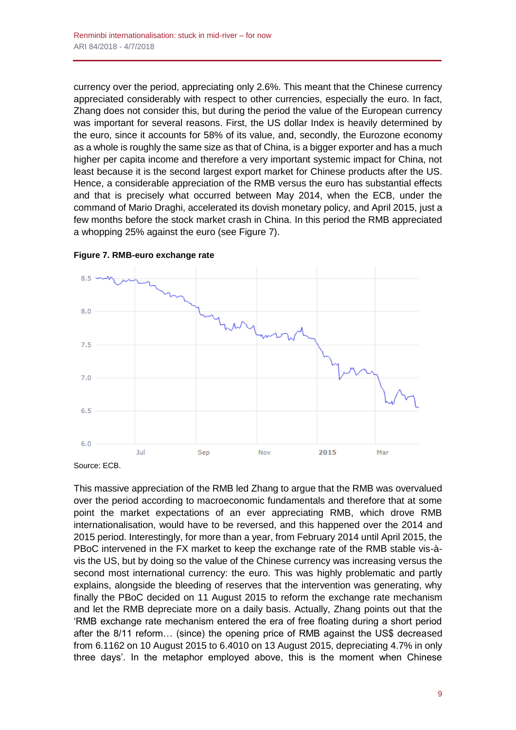currency over the period, appreciating only 2.6%. This meant that the Chinese currency appreciated considerably with respect to other currencies, especially the euro. In fact, Zhang does not consider this, but during the period the value of the European currency was important for several reasons. First, the US dollar Index is heavily determined by the euro, since it accounts for 58% of its value, and, secondly, the Eurozone economy as a whole is roughly the same size as that of China, is a bigger exporter and has a much higher per capita income and therefore a very important systemic impact for China, not least because it is the second largest export market for Chinese products after the US. Hence, a considerable appreciation of the RMB versus the euro has substantial effects and that is precisely what occurred between May 2014, when the ECB, under the command of Mario Draghi, accelerated its dovish monetary policy, and April 2015, just a few months before the stock market crash in China. In this period the RMB appreciated a whopping 25% against the euro (see Figure 7).

**Figure 7. RMB-euro exchange rate**

Source: ECB.

This massive appreciation of the RMB led Zhang to argue that the RMB was overvalued over the period according to macroeconomic fundamentals and therefore that at some point the market expectations of an ever appreciating RMB, which drove RMB internationalisation, would have to be reversed, and this happened over the 2014 and 2015 period. Interestingly, for more than a year, from February 2014 until April 2015, the PBoC intervened in the FX market to keep the exchange rate of the RMB stable vis-à-vis the US, but by doing so the value of the Chinese currency was increasing versus the second most international currency: the euro. This was highly problematic and partly explains, alongside the bleeding of reserves that the intervention was generating, why finally the PBoC decided on 11 August 2015 to reform the exchange rate mechanism and let the RMB depreciate more on a daily basis. Actually, Zhang points out that the 'RMB exchange rate mechanism entered the era of free floating during a short period after the 8/11 reform… (since) the opening price of RMB against the US$ decreased from 6.1162 on 10 August 2015 to 6.4010 on 13 August 2015, depreciating 4.7% in only three days'. In the metaphor employed above, this is the moment when Chinese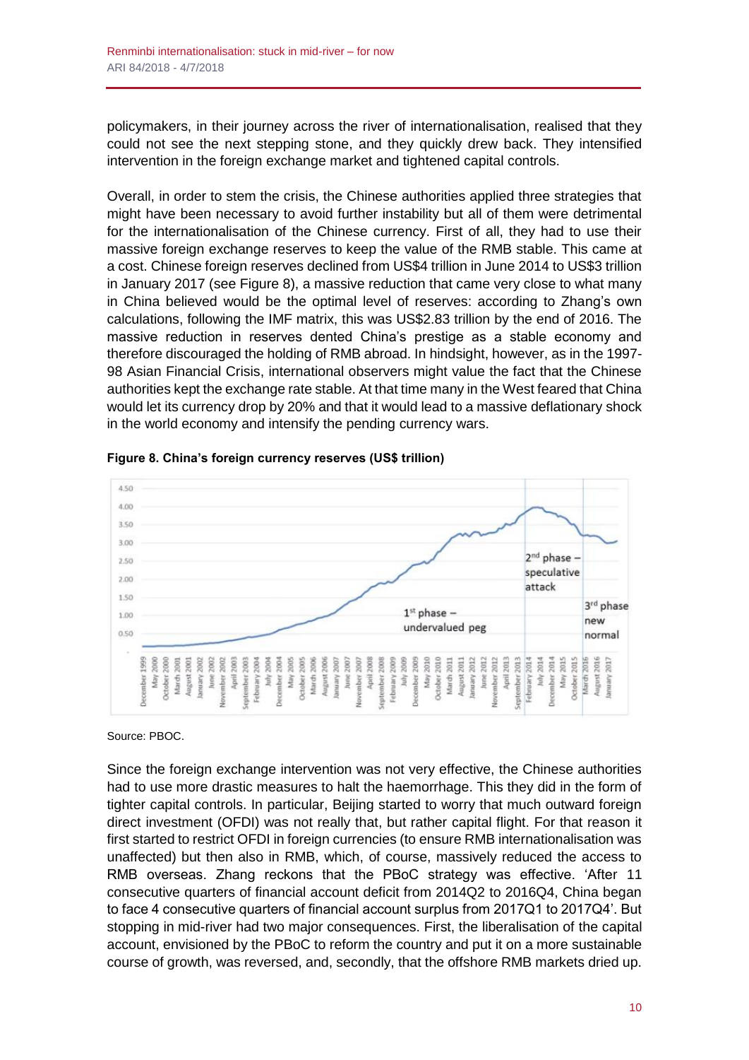policymakers, in their journey across the river of internationalisation, realised that they could not see the next stepping stone, and they quickly drew back. They intensified intervention in the foreign exchange market and tightened capital controls.

Overall, in order to stem the crisis, the Chinese authorities applied three strategies that might have been necessary to avoid further instability but all of them were detrimental for the internationalisation of the Chinese currency. First of all, they had to use their massive foreign exchange reserves to keep the value of the RMB stable. This came at a cost. Chinese foreign reserves declined from US$4 trillion in June 2014 to US$3 trillion in January 2017 (see Figure 8), a massive reduction that came very close to what many in China believed would be the optimal level of reserves: according to Zhang's own calculations, following the IMF matrix, this was US$2.83 trillion by the end of 2016. The massive reduction in reserves dented China's prestige as a stable economy and therefore discouraged the holding of RMB abroad. In hindsight, however, as in the 1997-98 Asian Financial Crisis, international observers might value the fact that the Chinese authorities kept the exchange rate stable. At that time many in the West feared that China would let its currency drop by 20% and that it would lead to a massive deflationary shock in the world economy and intensify the pending currency wars.

**Figure 8. China's foreign currency reserves (US$ trillion)**

Source: PBOC.

Since the foreign exchange intervention was not very effective, the Chinese authorities had to use more drastic measures to halt the haemorrhage. This they did in the form of tighter capital controls. In particular, Beijing started to worry that much outward foreign direct investment (OFDI) was not really that, but rather capital flight. For that reason it first started to restrict OFDI in foreign currencies (to ensure RMB internationalisation was unaffected) but then also in RMB, which, of course, massively reduced the access to RMB overseas. Zhang reckons that the PBoC strategy was effective. 'After 11 consecutive quarters of financial account deficit from 2014Q2 to 2016Q4, China began to face 4 consecutive quarters of financial account surplus from 2017Q1 to 2017Q4'. But stopping in mid-river had two major consequences. First, the liberalisation of the capital account, envisioned by the PBoC to reform the country and put it on a more sustainable course of growth, was reversed, and, secondly, that the offshore RMB markets dried up.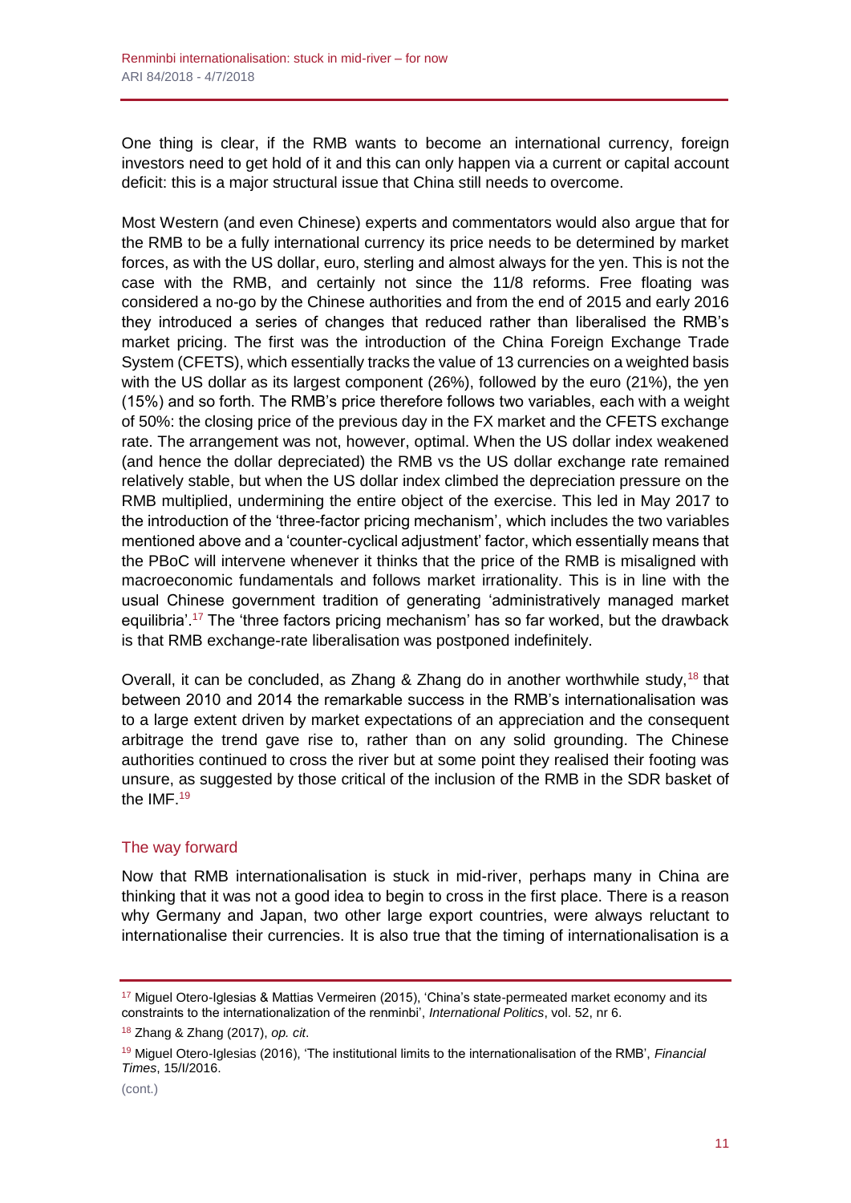One thing is clear, if the RMB wants to become an international currency, foreign investors need to get hold of it and this can only happen via a current or capital account deficit: this is a major structural issue that China still needs to overcome.

Most Western (and even Chinese) experts and commentators would also argue that for the RMB to be a fully international currency its price needs to be determined by market forces, as with the US dollar, euro, sterling and almost always for the yen. This is not the case with the RMB, and certainly not since the 11/8 reforms. Free floating was considered a no-go by the Chinese authorities and from the end of 2015 and early 2016 they introduced a series of changes that reduced rather than liberalised the RMB's market pricing. The first was the introduction of the China Foreign Exchange Trade System (CFETS), which essentially tracks the value of 13 currencies on a weighted basis with the US dollar as its largest component (26%), followed by the euro (21%), the yen (15%) and so forth. The RMB's price therefore follows two variables, each with a weight of 50%: the closing price of the previous day in the FX market and the CFETS exchange rate. The arrangement was not, however, optimal. When the US dollar index weakened (and hence the dollar depreciated) the RMB vs the US dollar exchange rate remained relatively stable, but when the US dollar index climbed the depreciation pressure on the RMB multiplied, undermining the entire object of the exercise. This led in May 2017 to the introduction of the 'three-factor pricing mechanism', which includes the two variables mentioned above and a 'counter-cyclical adjustment' factor, which essentially means that the PBoC will intervene whenever it thinks that the price of the RMB is misaligned with macroeconomic fundamentals and follows market irrationality. This is in line with the usual Chinese government tradition of generating 'administratively managed market equilibria'.[17] The 'three factors pricing mechanism' has so far worked, but the drawback is that RMB exchange-rate liberalisation was postponed indefinitely.

Overall, it can be concluded, as Zhang & Zhang do in another worthwhile study,[18] that between 2010 and 2014 the remarkable success in the RMB's internationalisation was to a large extent driven by market expectations of an appreciation and the consequent arbitrage the trend gave rise to, rather than on any solid grounding. The Chinese authorities continued to cross the river but at some point they realised their footing was unsure, as suggested by those critical of the inclusion of the RMB in the SDR basket of the IMF.[19]

## The way forward

Now that RMB internationalisation is stuck in mid-river, perhaps many in China are thinking that it was not a good idea to begin to cross in the first place. There is a reason why Germany and Japan, two other large export countries, were always reluctant to internationalise their currencies. It is also true that the timing of internationalisation is a

---

[17] Miguel Otero-Iglesias & Mattias Vermeiren (2015), 'China's state-permeated market economy and its constraints to the internationalization of the renminbi', *International Politics*, vol. 52, nr 6.

[18] Zhang & Zhang (2017), *op. cit*.

[19] Miguel Otero-Iglesias (2016), 'The institutional limits to the internationalisation of the RMB', *Financial Times*, 15/I/2016.

(cont.)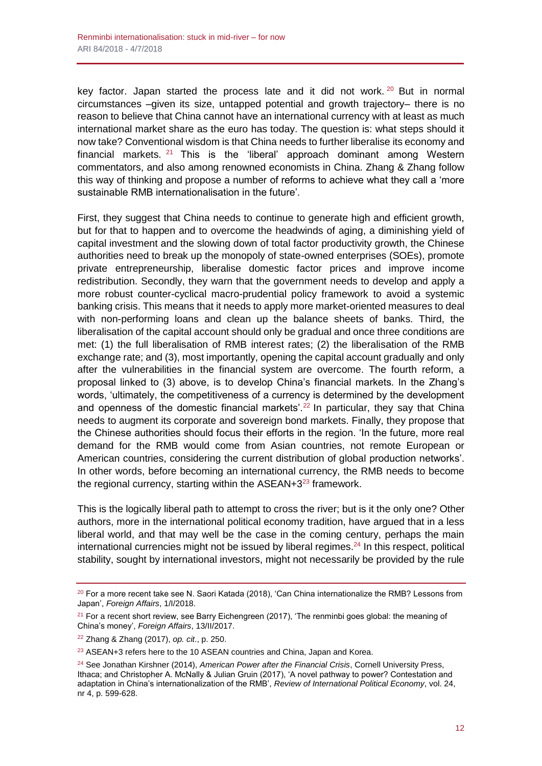key factor. Japan started the process late and it did not work.[20] But in normal circumstances –given its size, untapped potential and growth trajectory– there is no reason to believe that China cannot have an international currency with at least as much international market share as the euro has today. The question is: what steps should it now take? Conventional wisdom is that China needs to further liberalise its economy and financial markets.[21] This is the 'liberal' approach dominant among Western commentators, and also among renowned economists in China. Zhang & Zhang follow this way of thinking and propose a number of reforms to achieve what they call a 'more sustainable RMB internationalisation in the future'.

First, they suggest that China needs to continue to generate high and efficient growth, but for that to happen and to overcome the headwinds of aging, a diminishing yield of capital investment and the slowing down of total factor productivity growth, the Chinese authorities need to break up the monopoly of state-owned enterprises (SOEs), promote private entrepreneurship, liberalise domestic factor prices and improve income redistribution. Secondly, they warn that the government needs to develop and apply a more robust counter-cyclical macro-prudential policy framework to avoid a systemic banking crisis. This means that it needs to apply more market-oriented measures to deal with non-performing loans and clean up the balance sheets of banks. Third, the liberalisation of the capital account should only be gradual and once three conditions are met: (1) the full liberalisation of RMB interest rates; (2) the liberalisation of the RMB exchange rate; and (3), most importantly, opening the capital account gradually and only after the vulnerabilities in the financial system are overcome. The fourth reform, a proposal linked to (3) above, is to develop China's financial markets. In the Zhang's words, 'ultimately, the competitiveness of a currency is determined by the development and openness of the domestic financial markets'.[22] In particular, they say that China needs to augment its corporate and sovereign bond markets. Finally, they propose that the Chinese authorities should focus their efforts in the region. 'In the future, more real demand for the RMB would come from Asian countries, not remote European or American countries, considering the current distribution of global production networks'. In other words, before becoming an international currency, the RMB needs to become the regional currency, starting within the ASEAN+3[23] framework.

This is the logically liberal path to attempt to cross the river; but is it the only one? Other authors, more in the international political economy tradition, have argued that in a less liberal world, and that may well be the case in the coming century, perhaps the main international currencies might not be issued by liberal regimes.[24] In this respect, political stability, sought by international investors, might not necessarily be provided by the rule

---

[20] For a more recent take see N. Saori Katada (2018), 'Can China internationalize the RMB? Lessons from Japan', *Foreign Affairs*, 1/I/2018.

[21] For a recent short review, see Barry Eichengreen (2017), 'The renminbi goes global: the meaning of China's money', *Foreign Affairs*, 13/II/2017.

[22] Zhang & Zhang (2017), *op. cit*., p. 250.

[23] ASEAN+3 refers here to the 10 ASEAN countries and China, Japan and Korea.

[24] See Jonathan Kirshner (2014), *American Power after the Financial Crisis*, Cornell University Press, Ithaca; and Christopher A. McNally & Julian Gruin (2017), 'A novel pathway to power? Contestation and adaptation in China's internationalization of the RMB', *Review of International Political Economy*, vol. 24, nr 4, p. 599-628.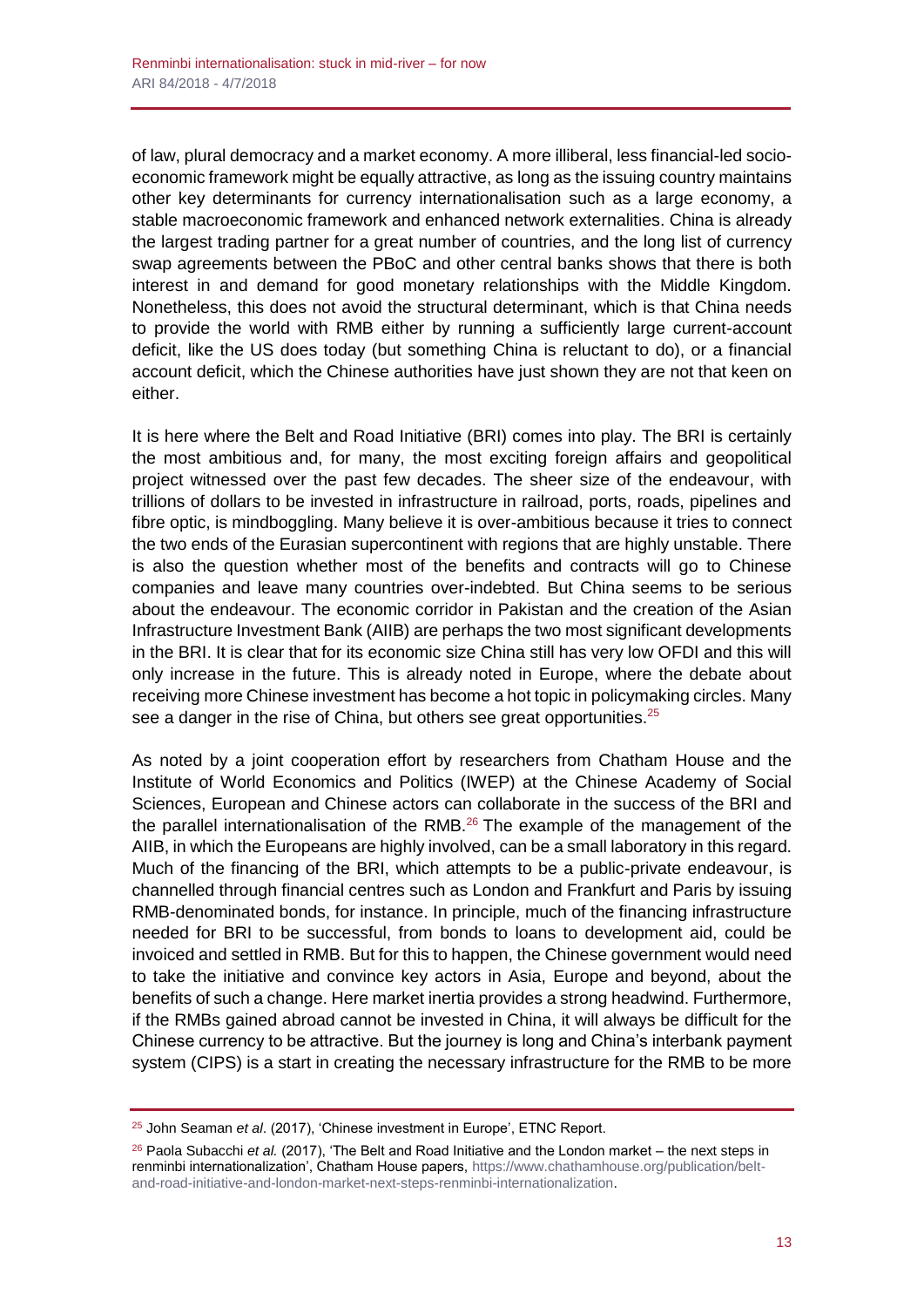of law, plural democracy and a market economy. A more illiberal, less financial-led socio-economic framework might be equally attractive, as long as the issuing country maintains other key determinants for currency internationalisation such as a large economy, a stable macroeconomic framework and enhanced network externalities. China is already the largest trading partner for a great number of countries, and the long list of currency swap agreements between the PBoC and other central banks shows that there is both interest in and demand for good monetary relationships with the Middle Kingdom. Nonetheless, this does not avoid the structural determinant, which is that China needs to provide the world with RMB either by running a sufficiently large current-account deficit, like the US does today (but something China is reluctant to do), or a financial account deficit, which the Chinese authorities have just shown they are not that keen on either.

It is here where the Belt and Road Initiative (BRI) comes into play. The BRI is certainly the most ambitious and, for many, the most exciting foreign affairs and geopolitical project witnessed over the past few decades. The sheer size of the endeavour, with trillions of dollars to be invested in infrastructure in railroad, ports, roads, pipelines and fibre optic, is mindboggling. Many believe it is over-ambitious because it tries to connect the two ends of the Eurasian supercontinent with regions that are highly unstable. There is also the question whether most of the benefits and contracts will go to Chinese companies and leave many countries over-indebted. But China seems to be serious about the endeavour. The economic corridor in Pakistan and the creation of the Asian Infrastructure Investment Bank (AIIB) are perhaps the two most significant developments in the BRI. It is clear that for its economic size China still has very low OFDI and this will only increase in the future. This is already noted in Europe, where the debate about receiving more Chinese investment has become a hot topic in policymaking circles. Many see a danger in the rise of China, but others see great opportunities.[25]

As noted by a joint cooperation effort by researchers from Chatham House and the Institute of World Economics and Politics (IWEP) at the Chinese Academy of Social Sciences, European and Chinese actors can collaborate in the success of the BRI and the parallel internationalisation of the RMB.[26] The example of the management of the AIIB, in which the Europeans are highly involved, can be a small laboratory in this regard. Much of the financing of the BRI, which attempts to be a public-private endeavour, is channelled through financial centres such as London and Frankfurt and Paris by issuing RMB-denominated bonds, for instance. In principle, much of the financing infrastructure needed for BRI to be successful, from bonds to loans to development aid, could be invoiced and settled in RMB. But for this to happen, the Chinese government would need to take the initiative and convince key actors in Asia, Europe and beyond, about the benefits of such a change. Here market inertia provides a strong headwind. Furthermore, if the RMBs gained abroad cannot be invested in China, it will always be difficult for the Chinese currency to be attractive. But the journey is long and China's interbank payment system (CIPS) is a start in creating the necessary infrastructure for the RMB to be more

---

[25] John Seaman *et al*. (2017), 'Chinese investment in Europe', ETNC Report.

[26] Paola Subacchi *et al.* (2017), 'The Belt and Road Initiative and the London market – the next steps in renminbi internationalization', Chatham House papers, https://www.chathamhouse.org/publication/belt-and-road-initiative-and-london-market-next-steps-renminbi-internationalization.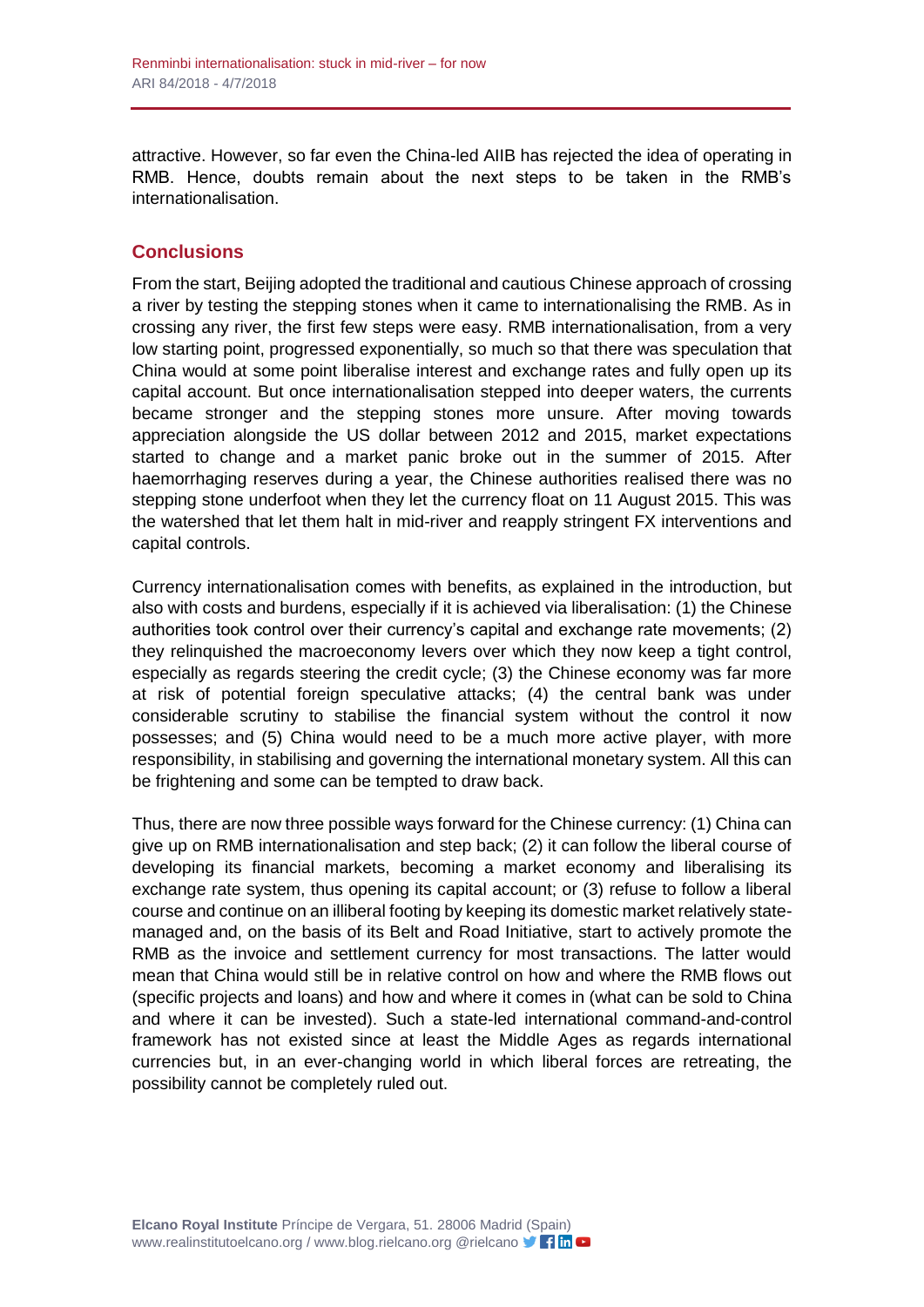attractive. However, so far even the China-led AIIB has rejected the idea of operating in RMB. Hence, doubts remain about the next steps to be taken in the RMB's internationalisation.

## Conclusions

From the start, Beijing adopted the traditional and cautious Chinese approach of crossing a river by testing the stepping stones when it came to internationalising the RMB. As in crossing any river, the first few steps were easy. RMB internationalisation, from a very low starting point, progressed exponentially, so much so that there was speculation that China would at some point liberalise interest and exchange rates and fully open up its capital account. But once internationalisation stepped into deeper waters, the currents became stronger and the stepping stones more unsure. After moving towards appreciation alongside the US dollar between 2012 and 2015, market expectations started to change and a market panic broke out in the summer of 2015. After haemorrhaging reserves during a year, the Chinese authorities realised there was no stepping stone underfoot when they let the currency float on 11 August 2015. This was the watershed that let them halt in mid-river and reapply stringent FX interventions and capital controls.

Currency internationalisation comes with benefits, as explained in the introduction, but also with costs and burdens, especially if it is achieved via liberalisation: (1) the Chinese authorities took control over their currency's capital and exchange rate movements; (2) they relinquished the macroeconomy levers over which they now keep a tight control, especially as regards steering the credit cycle; (3) the Chinese economy was far more at risk of potential foreign speculative attacks; (4) the central bank was under considerable scrutiny to stabilise the financial system without the control it now possesses; and (5) China would need to be a much more active player, with more responsibility, in stabilising and governing the international monetary system. All this can be frightening and some can be tempted to draw back.

Thus, there are now three possible ways forward for the Chinese currency: (1) China can give up on RMB internationalisation and step back; (2) it can follow the liberal course of developing its financial markets, becoming a market economy and liberalising its exchange rate system, thus opening its capital account; or (3) refuse to follow a liberal course and continue on an illiberal footing by keeping its domestic market relatively state-managed and, on the basis of its Belt and Road Initiative, start to actively promote the RMB as the invoice and settlement currency for most transactions. The latter would mean that China would still be in relative control on how and where the RMB flows out (specific projects and loans) and how and where it comes in (what can be sold to China and where it can be invested). Such a state-led international command-and-control framework has not existed since at least the Middle Ages as regards international currencies but, in an ever-changing world in which liberal forces are retreating, the possibility cannot be completely ruled out.